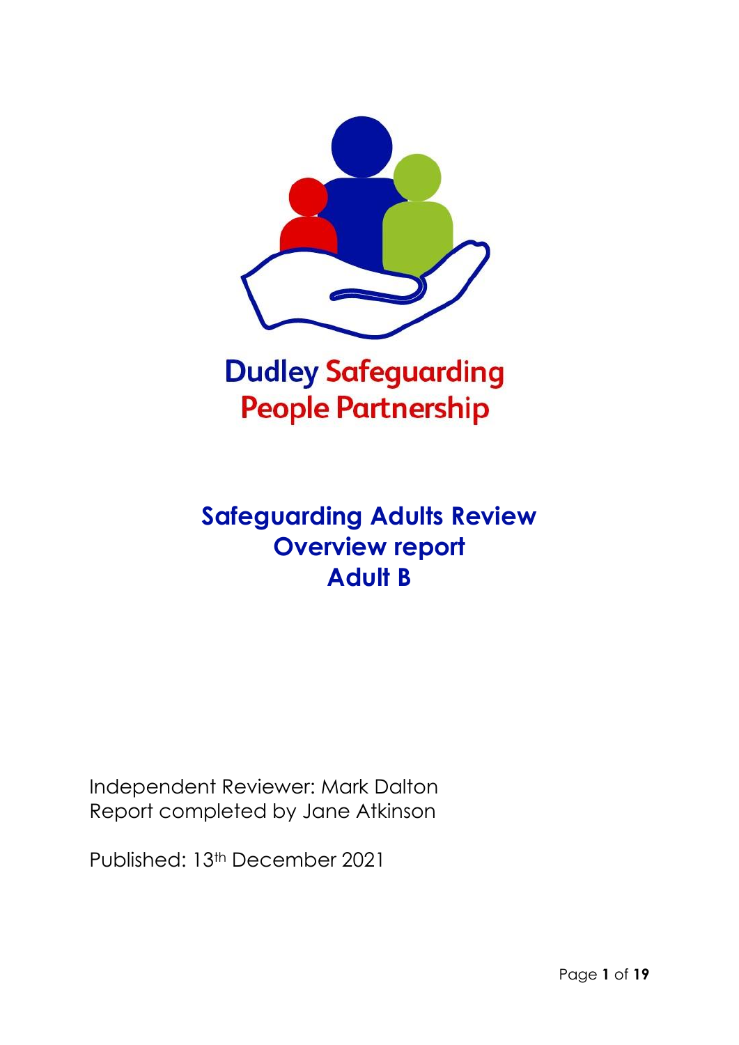Dudley Safeguarding People Partnership

# Safeguarding Adults Review Overview report Adult B

Independent Reviewer: Mark Dalton
Report completed by Jane Atkinson

Published: 13th December 2021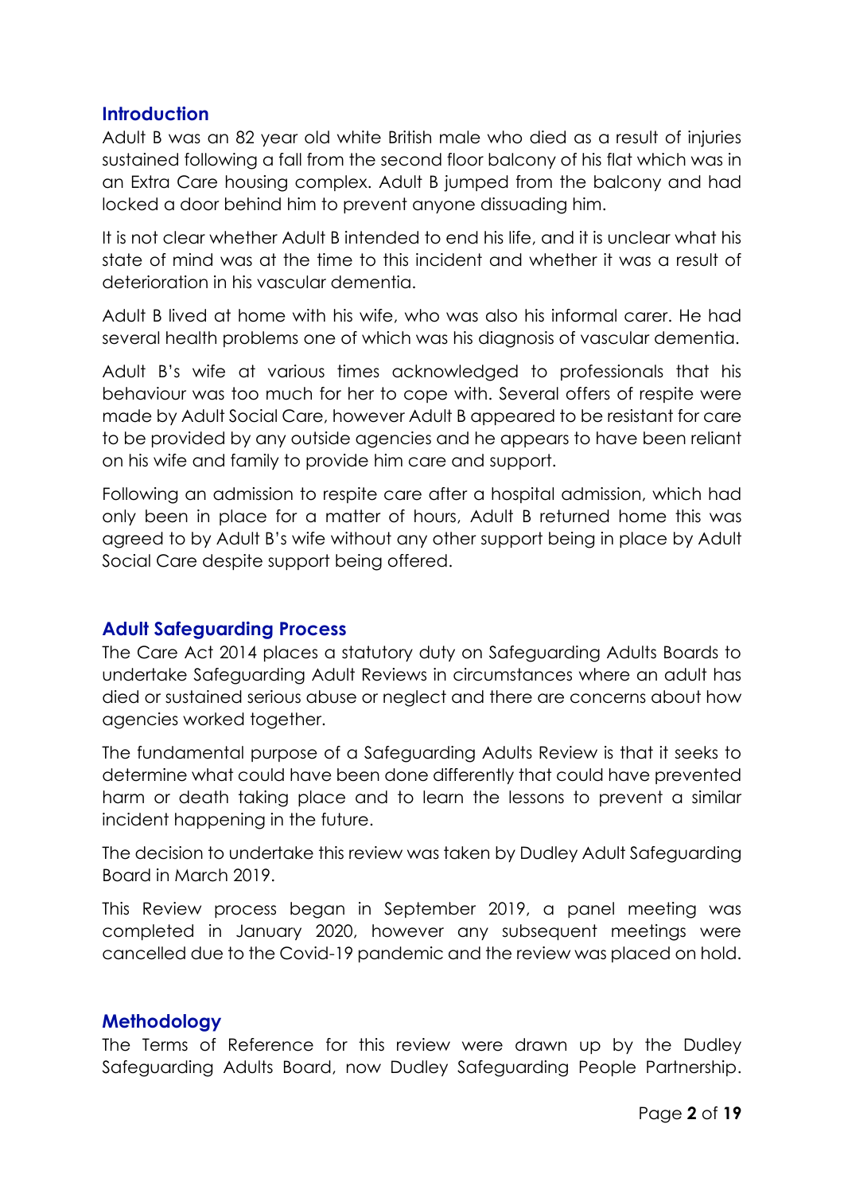## Introduction

Adult B was an 82 year old white British male who died as a result of injuries sustained following a fall from the second floor balcony of his flat which was in an Extra Care housing complex. Adult B jumped from the balcony and had locked a door behind him to prevent anyone dissuading him.

It is not clear whether Adult B intended to end his life, and it is unclear what his state of mind was at the time to this incident and whether it was a result of deterioration in his vascular dementia.

Adult B lived at home with his wife, who was also his informal carer. He had several health problems one of which was his diagnosis of vascular dementia.

Adult B's wife at various times acknowledged to professionals that his behaviour was too much for her to cope with. Several offers of respite were made by Adult Social Care, however Adult B appeared to be resistant for care to be provided by any outside agencies and he appears to have been reliant on his wife and family to provide him care and support.

Following an admission to respite care after a hospital admission, which had only been in place for a matter of hours, Adult B returned home this was agreed to by Adult B's wife without any other support being in place by Adult Social Care despite support being offered.

## Adult Safeguarding Process

The Care Act 2014 places a statutory duty on Safeguarding Adults Boards to undertake Safeguarding Adult Reviews in circumstances where an adult has died or sustained serious abuse or neglect and there are concerns about how agencies worked together.

The fundamental purpose of a Safeguarding Adults Review is that it seeks to determine what could have been done differently that could have prevented harm or death taking place and to learn the lessons to prevent a similar incident happening in the future.

The decision to undertake this review was taken by Dudley Adult Safeguarding Board in March 2019.

This Review process began in September 2019, a panel meeting was completed in January 2020, however any subsequent meetings were cancelled due to the Covid-19 pandemic and the review was placed on hold.

## Methodology

The Terms of Reference for this review were drawn up by the Dudley Safeguarding Adults Board, now Dudley Safeguarding People Partnership.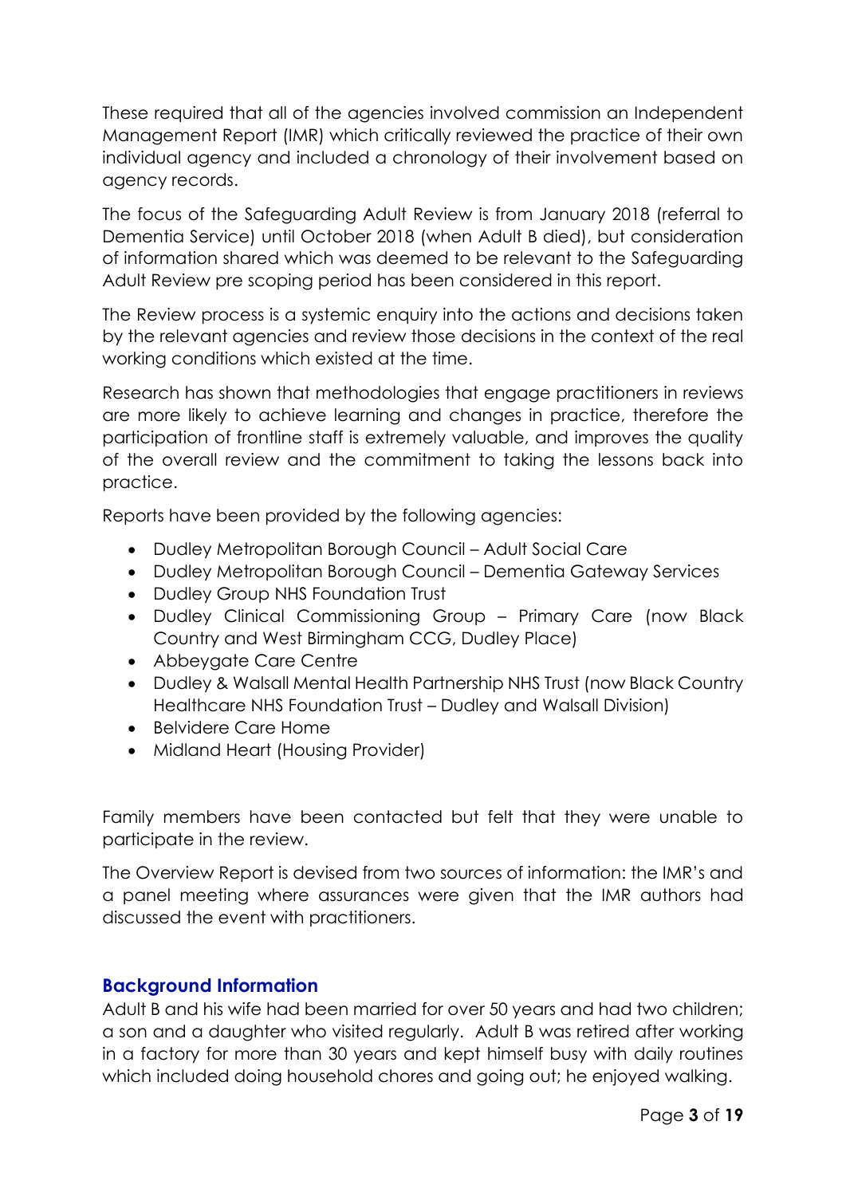These required that all of the agencies involved commission an Independent Management Report (IMR) which critically reviewed the practice of their own individual agency and included a chronology of their involvement based on agency records.

The focus of the Safeguarding Adult Review is from January 2018 (referral to Dementia Service) until October 2018 (when Adult B died), but consideration of information shared which was deemed to be relevant to the Safeguarding Adult Review pre scoping period has been considered in this report.

The Review process is a systemic enquiry into the actions and decisions taken by the relevant agencies and review those decisions in the context of the real working conditions which existed at the time.

Research has shown that methodologies that engage practitioners in reviews are more likely to achieve learning and changes in practice, therefore the participation of frontline staff is extremely valuable, and improves the quality of the overall review and the commitment to taking the lessons back into practice.

Reports have been provided by the following agencies:

- Dudley Metropolitan Borough Council – Adult Social Care
- Dudley Metropolitan Borough Council – Dementia Gateway Services
- Dudley Group NHS Foundation Trust
- Dudley Clinical Commissioning Group – Primary Care (now Black Country and West Birmingham CCG, Dudley Place)
- Abbeygate Care Centre
- Dudley & Walsall Mental Health Partnership NHS Trust (now Black Country Healthcare NHS Foundation Trust – Dudley and Walsall Division)
- Belvidere Care Home
- Midland Heart (Housing Provider)

Family members have been contacted but felt that they were unable to participate in the review.

The Overview Report is devised from two sources of information: the IMR's and a panel meeting where assurances were given that the IMR authors had discussed the event with practitioners.

## Background Information

Adult B and his wife had been married for over 50 years and had two children; a son and a daughter who visited regularly. Adult B was retired after working in a factory for more than 30 years and kept himself busy with daily routines which included doing household chores and going out; he enjoyed walking.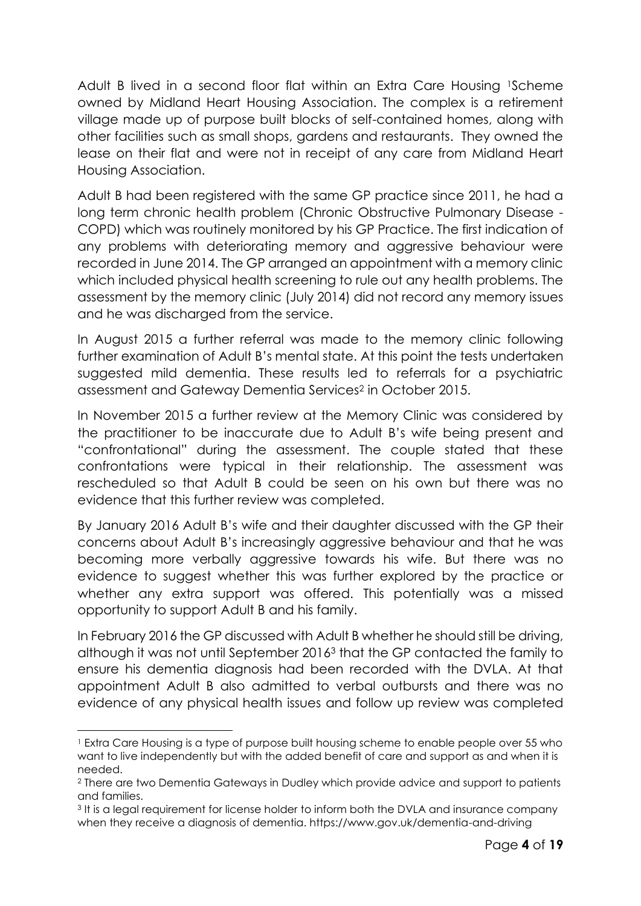Adult B lived in a second floor flat within an Extra Care Housing [1]Scheme owned by Midland Heart Housing Association. The complex is a retirement village made up of purpose built blocks of self-contained homes, along with other facilities such as small shops, gardens and restaurants. They owned the lease on their flat and were not in receipt of any care from Midland Heart Housing Association.

Adult B had been registered with the same GP practice since 2011, he had a long term chronic health problem (Chronic Obstructive Pulmonary Disease - COPD) which was routinely monitored by his GP Practice. The first indication of any problems with deteriorating memory and aggressive behaviour were recorded in June 2014. The GP arranged an appointment with a memory clinic which included physical health screening to rule out any health problems. The assessment by the memory clinic (July 2014) did not record any memory issues and he was discharged from the service.

In August 2015 a further referral was made to the memory clinic following further examination of Adult B's mental state. At this point the tests undertaken suggested mild dementia. These results led to referrals for a psychiatric assessment and Gateway Dementia Services[2] in October 2015.

In November 2015 a further review at the Memory Clinic was considered by the practitioner to be inaccurate due to Adult B's wife being present and "confrontational" during the assessment. The couple stated that these confrontations were typical in their relationship. The assessment was rescheduled so that Adult B could be seen on his own but there was no evidence that this further review was completed.

By January 2016 Adult B's wife and their daughter discussed with the GP their concerns about Adult B's increasingly aggressive behaviour and that he was becoming more verbally aggressive towards his wife. But there was no evidence to suggest whether this was further explored by the practice or whether any extra support was offered. This potentially was a missed opportunity to support Adult B and his family.

In February 2016 the GP discussed with Adult B whether he should still be driving, although it was not until September 2016[3] that the GP contacted the family to ensure his dementia diagnosis had been recorded with the DVLA. At that appointment Adult B also admitted to verbal outbursts and there was no evidence of any physical health issues and follow up review was completed

---

[1] Extra Care Housing is a type of purpose built housing scheme to enable people over 55 who want to live independently but with the added benefit of care and support as and when it is needed.

[2] There are two Dementia Gateways in Dudley which provide advice and support to patients and families.

[3] It is a legal requirement for license holder to inform both the DVLA and insurance company when they receive a diagnosis of dementia. https://www.gov.uk/dementia-and-driving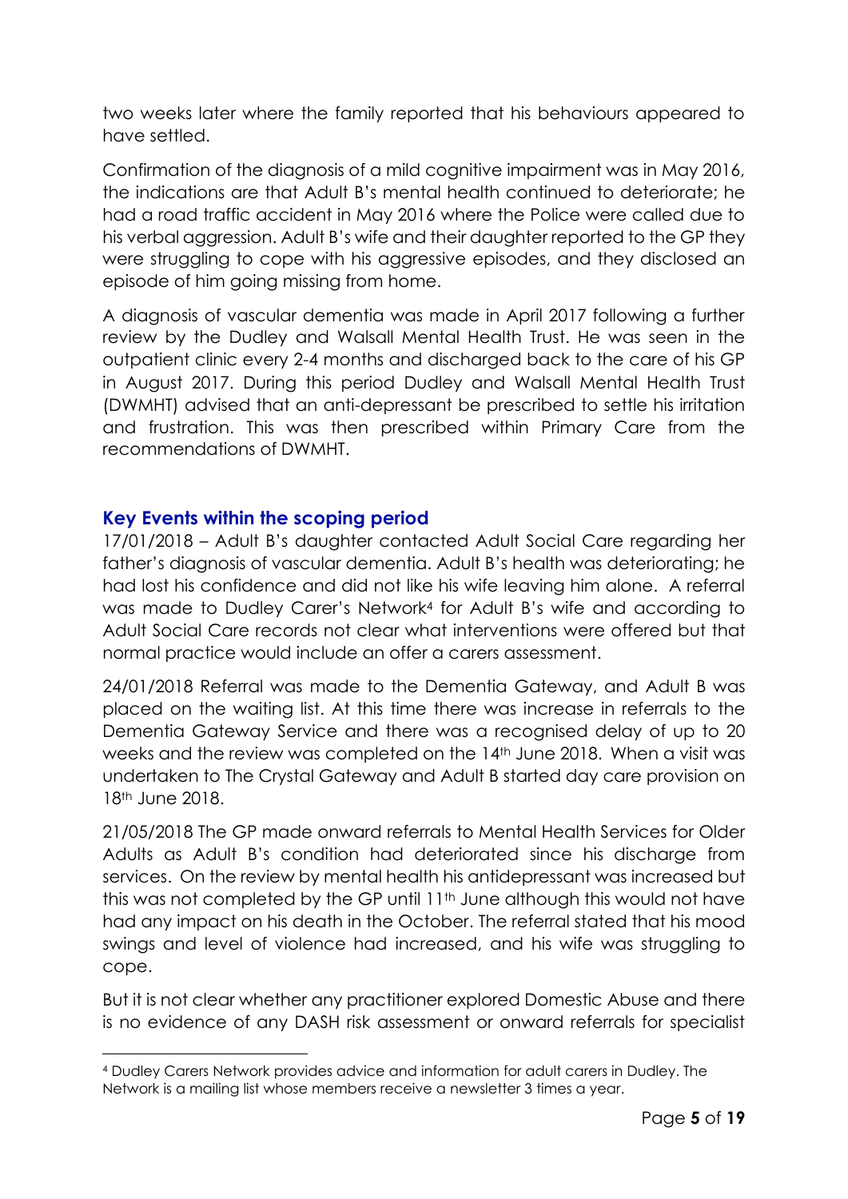two weeks later where the family reported that his behaviours appeared to have settled.

Confirmation of the diagnosis of a mild cognitive impairment was in May 2016, the indications are that Adult B's mental health continued to deteriorate; he had a road traffic accident in May 2016 where the Police were called due to his verbal aggression. Adult B's wife and their daughter reported to the GP they were struggling to cope with his aggressive episodes, and they disclosed an episode of him going missing from home.

A diagnosis of vascular dementia was made in April 2017 following a further review by the Dudley and Walsall Mental Health Trust. He was seen in the outpatient clinic every 2-4 months and discharged back to the care of his GP in August 2017. During this period Dudley and Walsall Mental Health Trust (DWMHT) advised that an anti-depressant be prescribed to settle his irritation and frustration. This was then prescribed within Primary Care from the recommendations of DWMHT.

## Key Events within the scoping period

17/01/2018 – Adult B's daughter contacted Adult Social Care regarding her father's diagnosis of vascular dementia. Adult B's health was deteriorating; he had lost his confidence and did not like his wife leaving him alone. A referral was made to Dudley Carer's Network[4] for Adult B's wife and according to Adult Social Care records not clear what interventions were offered but that normal practice would include an offer a carers assessment.

24/01/2018 Referral was made to the Dementia Gateway, and Adult B was placed on the waiting list. At this time there was increase in referrals to the Dementia Gateway Service and there was a recognised delay of up to 20 weeks and the review was completed on the 14th June 2018. When a visit was undertaken to The Crystal Gateway and Adult B started day care provision on 18th June 2018.

21/05/2018 The GP made onward referrals to Mental Health Services for Older Adults as Adult B's condition had deteriorated since his discharge from services. On the review by mental health his antidepressant was increased but this was not completed by the GP until 11th June although this would not have had any impact on his death in the October. The referral stated that his mood swings and level of violence had increased, and his wife was struggling to cope.

But it is not clear whether any practitioner explored Domestic Abuse and there is no evidence of any DASH risk assessment or onward referrals for specialist

[4] Dudley Carers Network provides advice and information for adult carers in Dudley. The Network is a mailing list whose members receive a newsletter 3 times a year.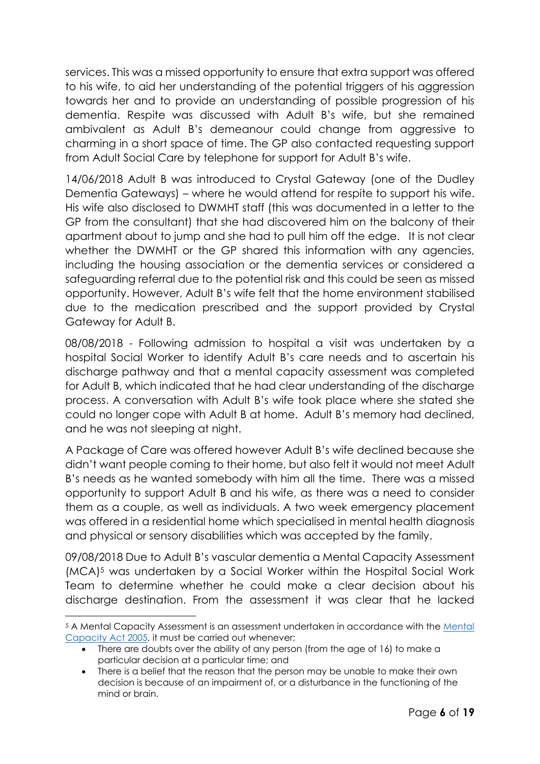services. This was a missed opportunity to ensure that extra support was offered to his wife, to aid her understanding of the potential triggers of his aggression towards her and to provide an understanding of possible progression of his dementia. Respite was discussed with Adult B's wife, but she remained ambivalent as Adult B's demeanour could change from aggressive to charming in a short space of time. The GP also contacted requesting support from Adult Social Care by telephone for support for Adult B's wife.

14/06/2018 Adult B was introduced to Crystal Gateway (one of the Dudley Dementia Gateways) – where he would attend for respite to support his wife. His wife also disclosed to DWMHT staff (this was documented in a letter to the GP from the consultant) that she had discovered him on the balcony of their apartment about to jump and she had to pull him off the edge. It is not clear whether the DWMHT or the GP shared this information with any agencies, including the housing association or the dementia services or considered a safeguarding referral due to the potential risk and this could be seen as missed opportunity. However, Adult B's wife felt that the home environment stabilised due to the medication prescribed and the support provided by Crystal Gateway for Adult B.

08/08/2018 - Following admission to hospital a visit was undertaken by a hospital Social Worker to identify Adult B's care needs and to ascertain his discharge pathway and that a mental capacity assessment was completed for Adult B, which indicated that he had clear understanding of the discharge process. A conversation with Adult B's wife took place where she stated she could no longer cope with Adult B at home. Adult B's memory had declined, and he was not sleeping at night.

A Package of Care was offered however Adult B's wife declined because she didn't want people coming to their home, but also felt it would not meet Adult B's needs as he wanted somebody with him all the time. There was a missed opportunity to support Adult B and his wife, as there was a need to consider them as a couple, as well as individuals. A two week emergency placement was offered in a residential home which specialised in mental health diagnosis and physical or sensory disabilities which was accepted by the family.

09/08/2018 Due to Adult B's vascular dementia a Mental Capacity Assessment (MCA)[5] was undertaken by a Social Worker within the Hospital Social Work Team to determine whether he could make a clear decision about his discharge destination. From the assessment it was clear that he lacked

[5] A Mental Capacity Assessment is an assessment undertaken in accordance with the Mental Capacity Act 2005, it must be carried out whenever;

- There are doubts over the ability of any person (from the age of 16) to make a particular decision at a particular time; and
- There is a belief that the reason that the person may be unable to make their own decision is because of an impairment of, or a disturbance in the functioning of the mind or brain.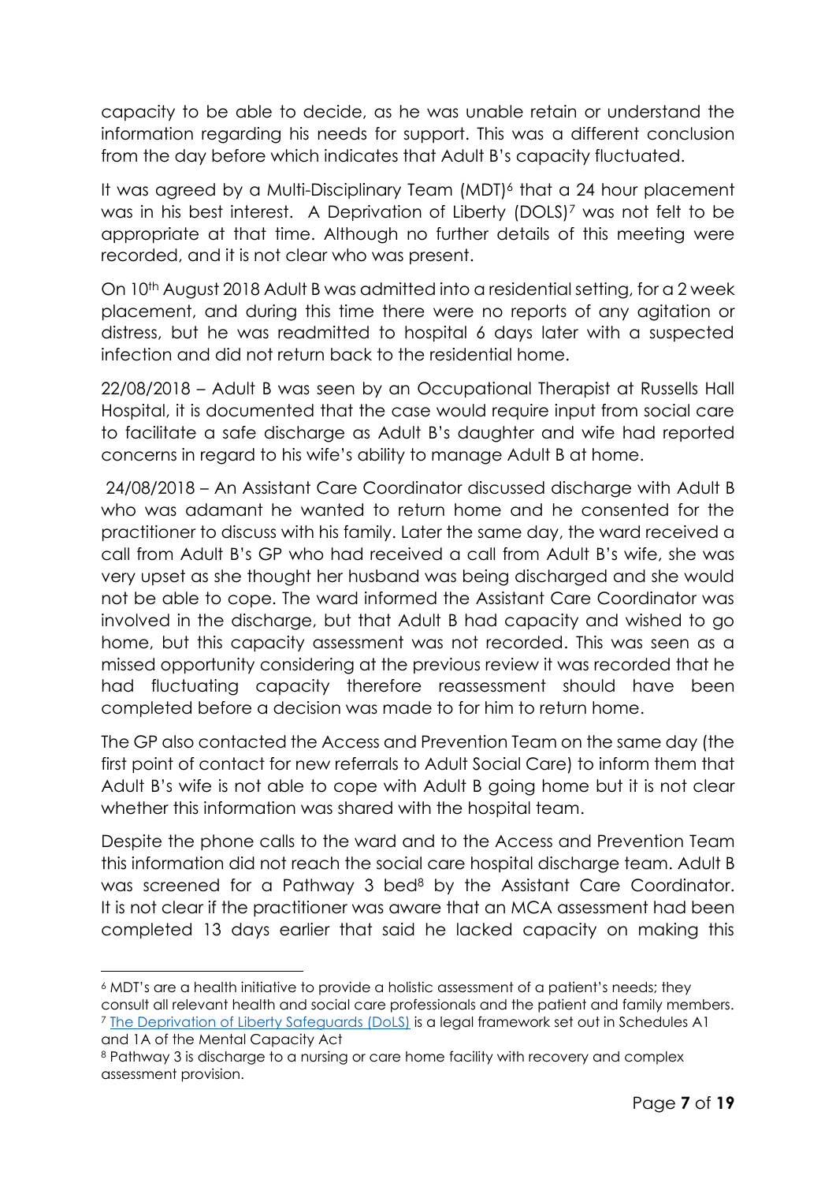capacity to be able to decide, as he was unable retain or understand the information regarding his needs for support. This was a different conclusion from the day before which indicates that Adult B's capacity fluctuated.

It was agreed by a Multi-Disciplinary Team (MDT)[6] that a 24 hour placement was in his best interest. A Deprivation of Liberty (DOLS)[7] was not felt to be appropriate at that time. Although no further details of this meeting were recorded, and it is not clear who was present.

On 10th August 2018 Adult B was admitted into a residential setting, for a 2 week placement, and during this time there were no reports of any agitation or distress, but he was readmitted to hospital 6 days later with a suspected infection and did not return back to the residential home.

22/08/2018 – Adult B was seen by an Occupational Therapist at Russells Hall Hospital, it is documented that the case would require input from social care to facilitate a safe discharge as Adult B's daughter and wife had reported concerns in regard to his wife's ability to manage Adult B at home.

24/08/2018 – An Assistant Care Coordinator discussed discharge with Adult B who was adamant he wanted to return home and he consented for the practitioner to discuss with his family. Later the same day, the ward received a call from Adult B's GP who had received a call from Adult B's wife, she was very upset as she thought her husband was being discharged and she would not be able to cope. The ward informed the Assistant Care Coordinator was involved in the discharge, but that Adult B had capacity and wished to go home, but this capacity assessment was not recorded. This was seen as a missed opportunity considering at the previous review it was recorded that he had fluctuating capacity therefore reassessment should have been completed before a decision was made to for him to return home.

The GP also contacted the Access and Prevention Team on the same day (the first point of contact for new referrals to Adult Social Care) to inform them that Adult B's wife is not able to cope with Adult B going home but it is not clear whether this information was shared with the hospital team.

Despite the phone calls to the ward and to the Access and Prevention Team this information did not reach the social care hospital discharge team. Adult B was screened for a Pathway 3 bed[8] by the Assistant Care Coordinator. It is not clear if the practitioner was aware that an MCA assessment had been completed 13 days earlier that said he lacked capacity on making this

---

[6] MDT's are a health initiative to provide a holistic assessment of a patient's needs; they consult all relevant health and social care professionals and the patient and family members.

[7] The Deprivation of Liberty Safeguards (DoLS) is a legal framework set out in Schedules A1 and 1A of the Mental Capacity Act

[8] Pathway 3 is discharge to a nursing or care home facility with recovery and complex assessment provision.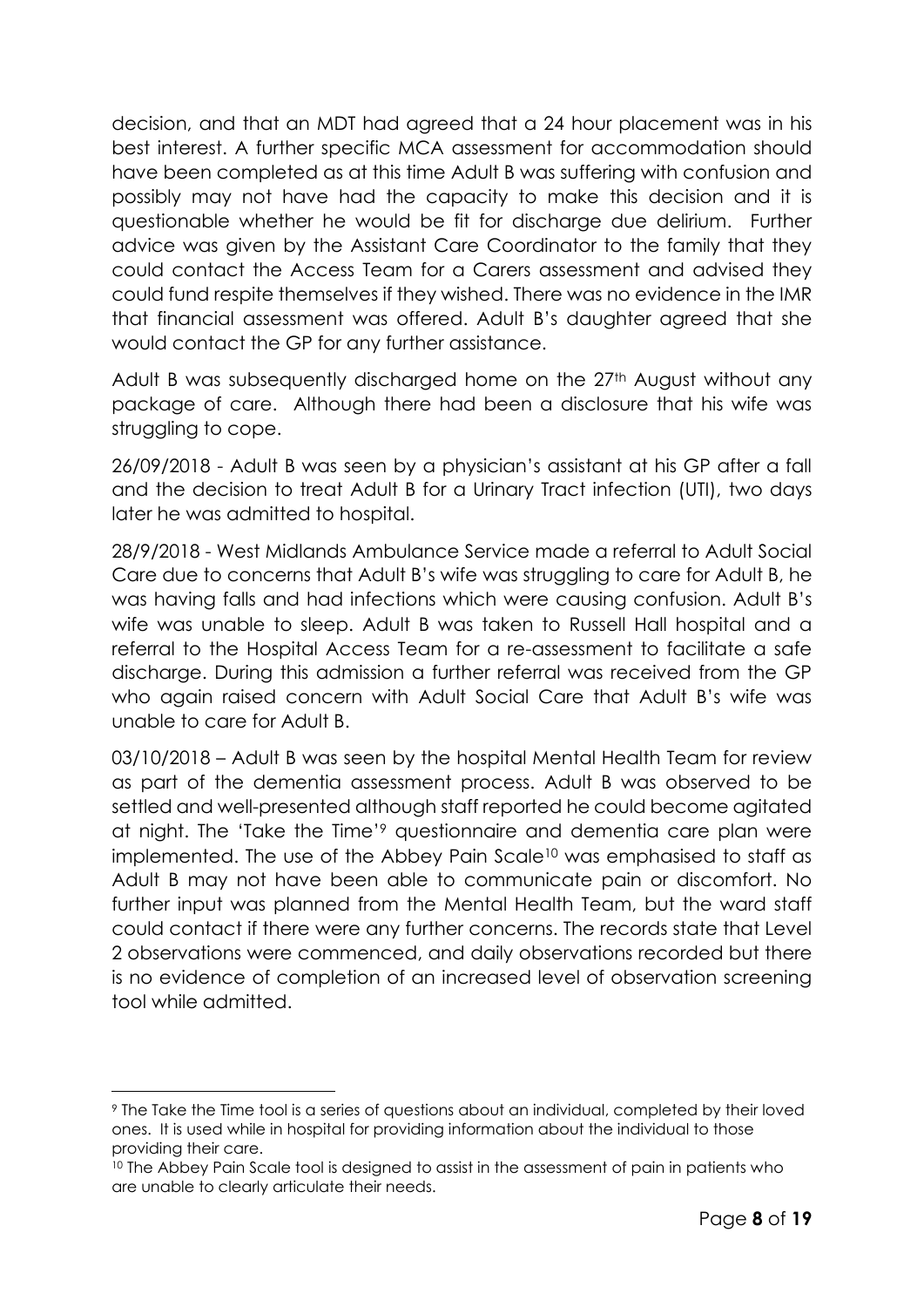decision, and that an MDT had agreed that a 24 hour placement was in his best interest. A further specific MCA assessment for accommodation should have been completed as at this time Adult B was suffering with confusion and possibly may not have had the capacity to make this decision and it is questionable whether he would be fit for discharge due delirium. Further advice was given by the Assistant Care Coordinator to the family that they could contact the Access Team for a Carers assessment and advised they could fund respite themselves if they wished. There was no evidence in the IMR that financial assessment was offered. Adult B's daughter agreed that she would contact the GP for any further assistance.

Adult B was subsequently discharged home on the 27th August without any package of care. Although there had been a disclosure that his wife was struggling to cope.

26/09/2018 - Adult B was seen by a physician's assistant at his GP after a fall and the decision to treat Adult B for a Urinary Tract infection (UTI), two days later he was admitted to hospital.

28/9/2018 - West Midlands Ambulance Service made a referral to Adult Social Care due to concerns that Adult B's wife was struggling to care for Adult B, he was having falls and had infections which were causing confusion. Adult B's wife was unable to sleep. Adult B was taken to Russell Hall hospital and a referral to the Hospital Access Team for a re-assessment to facilitate a safe discharge. During this admission a further referral was received from the GP who again raised concern with Adult Social Care that Adult B's wife was unable to care for Adult B.

03/10/2018 – Adult B was seen by the hospital Mental Health Team for review as part of the dementia assessment process. Adult B was observed to be settled and well-presented although staff reported he could become agitated at night. The 'Take the Time'[9] questionnaire and dementia care plan were implemented. The use of the Abbey Pain Scale[10] was emphasised to staff as Adult B may not have been able to communicate pain or discomfort. No further input was planned from the Mental Health Team, but the ward staff could contact if there were any further concerns. The records state that Level 2 observations were commenced, and daily observations recorded but there is no evidence of completion of an increased level of observation screening tool while admitted.

---

[9] The Take the Time tool is a series of questions about an individual, completed by their loved ones. It is used while in hospital for providing information about the individual to those providing their care.

[10] The Abbey Pain Scale tool is designed to assist in the assessment of pain in patients who are unable to clearly articulate their needs.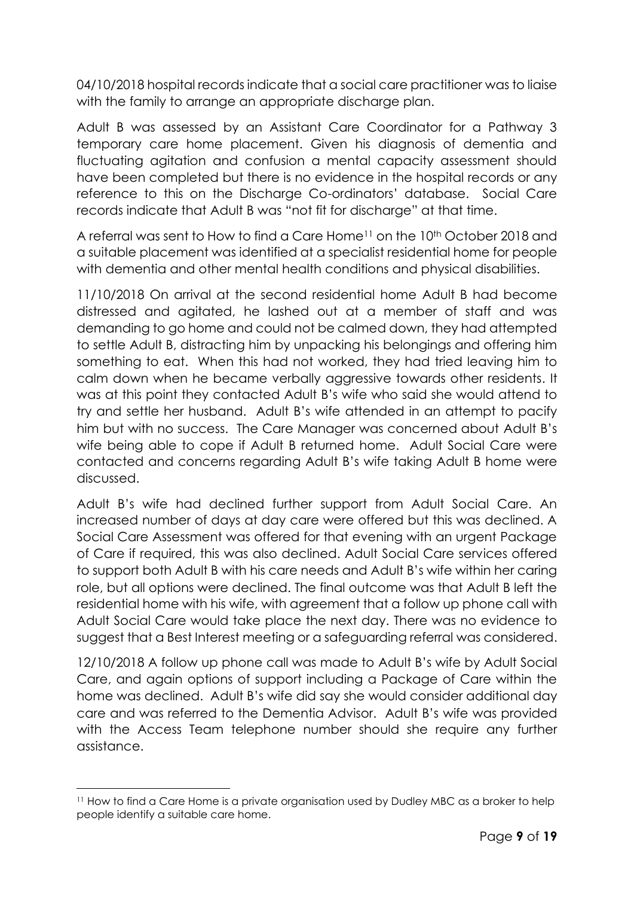04/10/2018 hospital records indicate that a social care practitioner was to liaise with the family to arrange an appropriate discharge plan.

Adult B was assessed by an Assistant Care Coordinator for a Pathway 3 temporary care home placement. Given his diagnosis of dementia and fluctuating agitation and confusion a mental capacity assessment should have been completed but there is no evidence in the hospital records or any reference to this on the Discharge Co-ordinators' database. Social Care records indicate that Adult B was "not fit for discharge" at that time.

A referral was sent to How to find a Care Home[11] on the 10th October 2018 and a suitable placement was identified at a specialist residential home for people with dementia and other mental health conditions and physical disabilities.

11/10/2018 On arrival at the second residential home Adult B had become distressed and agitated, he lashed out at a member of staff and was demanding to go home and could not be calmed down, they had attempted to settle Adult B, distracting him by unpacking his belongings and offering him something to eat. When this had not worked, they had tried leaving him to calm down when he became verbally aggressive towards other residents. It was at this point they contacted Adult B's wife who said she would attend to try and settle her husband. Adult B's wife attended in an attempt to pacify him but with no success. The Care Manager was concerned about Adult B's wife being able to cope if Adult B returned home. Adult Social Care were contacted and concerns regarding Adult B's wife taking Adult B home were discussed.

Adult B's wife had declined further support from Adult Social Care. An increased number of days at day care were offered but this was declined. A Social Care Assessment was offered for that evening with an urgent Package of Care if required, this was also declined. Adult Social Care services offered to support both Adult B with his care needs and Adult B's wife within her caring role, but all options were declined. The final outcome was that Adult B left the residential home with his wife, with agreement that a follow up phone call with Adult Social Care would take place the next day. There was no evidence to suggest that a Best Interest meeting or a safeguarding referral was considered.

12/10/2018 A follow up phone call was made to Adult B's wife by Adult Social Care, and again options of support including a Package of Care within the home was declined. Adult B's wife did say she would consider additional day care and was referred to the Dementia Advisor. Adult B's wife was provided with the Access Team telephone number should she require any further assistance.

[11] How to find a Care Home is a private organisation used by Dudley MBC as a broker to help people identify a suitable care home.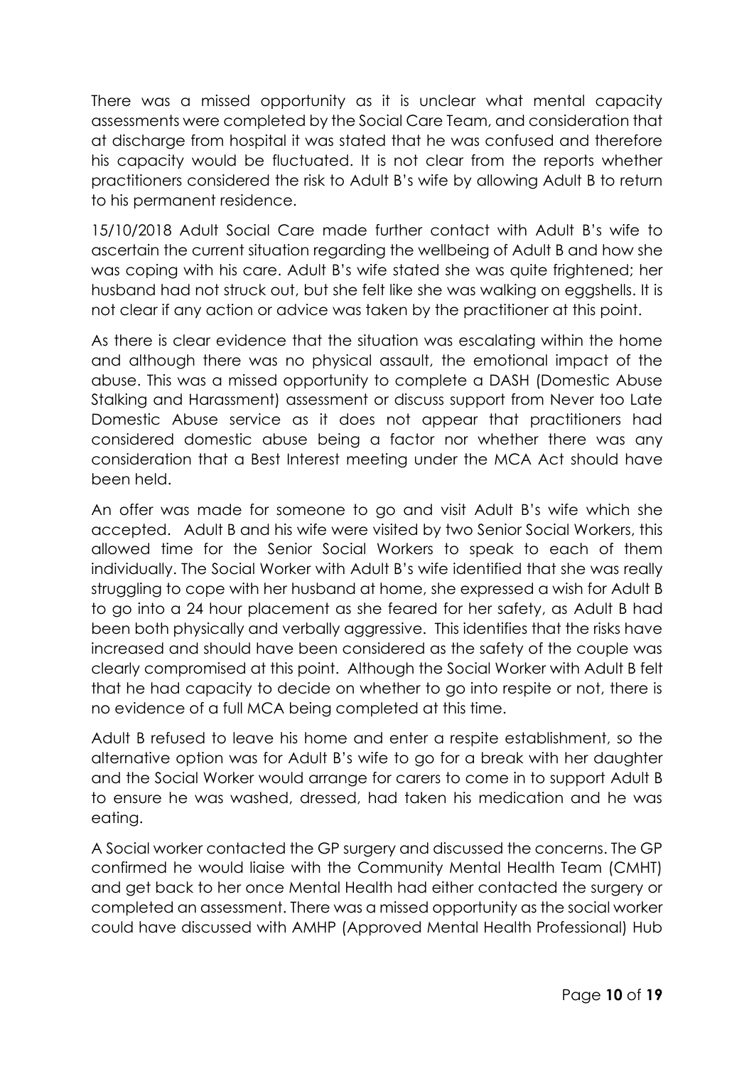There was a missed opportunity as it is unclear what mental capacity assessments were completed by the Social Care Team, and consideration that at discharge from hospital it was stated that he was confused and therefore his capacity would be fluctuated. It is not clear from the reports whether practitioners considered the risk to Adult B's wife by allowing Adult B to return to his permanent residence.

15/10/2018 Adult Social Care made further contact with Adult B's wife to ascertain the current situation regarding the wellbeing of Adult B and how she was coping with his care. Adult B's wife stated she was quite frightened; her husband had not struck out, but she felt like she was walking on eggshells. It is not clear if any action or advice was taken by the practitioner at this point.

As there is clear evidence that the situation was escalating within the home and although there was no physical assault, the emotional impact of the abuse. This was a missed opportunity to complete a DASH (Domestic Abuse Stalking and Harassment) assessment or discuss support from Never too Late Domestic Abuse service as it does not appear that practitioners had considered domestic abuse being a factor nor whether there was any consideration that a Best Interest meeting under the MCA Act should have been held.

An offer was made for someone to go and visit Adult B's wife which she accepted. Adult B and his wife were visited by two Senior Social Workers, this allowed time for the Senior Social Workers to speak to each of them individually. The Social Worker with Adult B's wife identified that she was really struggling to cope with her husband at home, she expressed a wish for Adult B to go into a 24 hour placement as she feared for her safety, as Adult B had been both physically and verbally aggressive. This identifies that the risks have increased and should have been considered as the safety of the couple was clearly compromised at this point. Although the Social Worker with Adult B felt that he had capacity to decide on whether to go into respite or not, there is no evidence of a full MCA being completed at this time.

Adult B refused to leave his home and enter a respite establishment, so the alternative option was for Adult B's wife to go for a break with her daughter and the Social Worker would arrange for carers to come in to support Adult B to ensure he was washed, dressed, had taken his medication and he was eating.

A Social worker contacted the GP surgery and discussed the concerns. The GP confirmed he would liaise with the Community Mental Health Team (CMHT) and get back to her once Mental Health had either contacted the surgery or completed an assessment. There was a missed opportunity as the social worker could have discussed with AMHP (Approved Mental Health Professional) Hub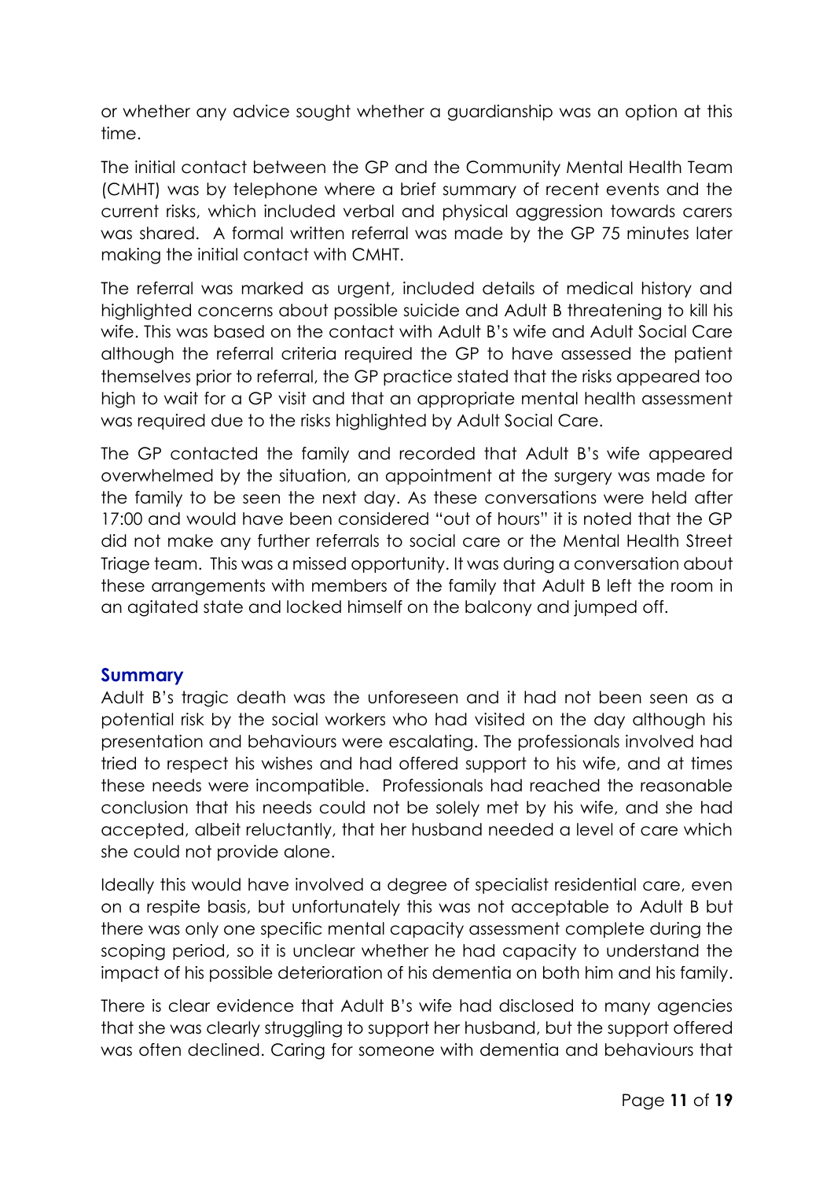or whether any advice sought whether a guardianship was an option at this time.

The initial contact between the GP and the Community Mental Health Team (CMHT) was by telephone where a brief summary of recent events and the current risks, which included verbal and physical aggression towards carers was shared. A formal written referral was made by the GP 75 minutes later making the initial contact with CMHT.

The referral was marked as urgent, included details of medical history and highlighted concerns about possible suicide and Adult B threatening to kill his wife. This was based on the contact with Adult B's wife and Adult Social Care although the referral criteria required the GP to have assessed the patient themselves prior to referral, the GP practice stated that the risks appeared too high to wait for a GP visit and that an appropriate mental health assessment was required due to the risks highlighted by Adult Social Care.

The GP contacted the family and recorded that Adult B's wife appeared overwhelmed by the situation, an appointment at the surgery was made for the family to be seen the next day. As these conversations were held after 17:00 and would have been considered "out of hours" it is noted that the GP did not make any further referrals to social care or the Mental Health Street Triage team. This was a missed opportunity. It was during a conversation about these arrangements with members of the family that Adult B left the room in an agitated state and locked himself on the balcony and jumped off.

## Summary

Adult B's tragic death was the unforeseen and it had not been seen as a potential risk by the social workers who had visited on the day although his presentation and behaviours were escalating. The professionals involved had tried to respect his wishes and had offered support to his wife, and at times these needs were incompatible. Professionals had reached the reasonable conclusion that his needs could not be solely met by his wife, and she had accepted, albeit reluctantly, that her husband needed a level of care which she could not provide alone.

Ideally this would have involved a degree of specialist residential care, even on a respite basis, but unfortunately this was not acceptable to Adult B but there was only one specific mental capacity assessment complete during the scoping period, so it is unclear whether he had capacity to understand the impact of his possible deterioration of his dementia on both him and his family.

There is clear evidence that Adult B's wife had disclosed to many agencies that she was clearly struggling to support her husband, but the support offered was often declined. Caring for someone with dementia and behaviours that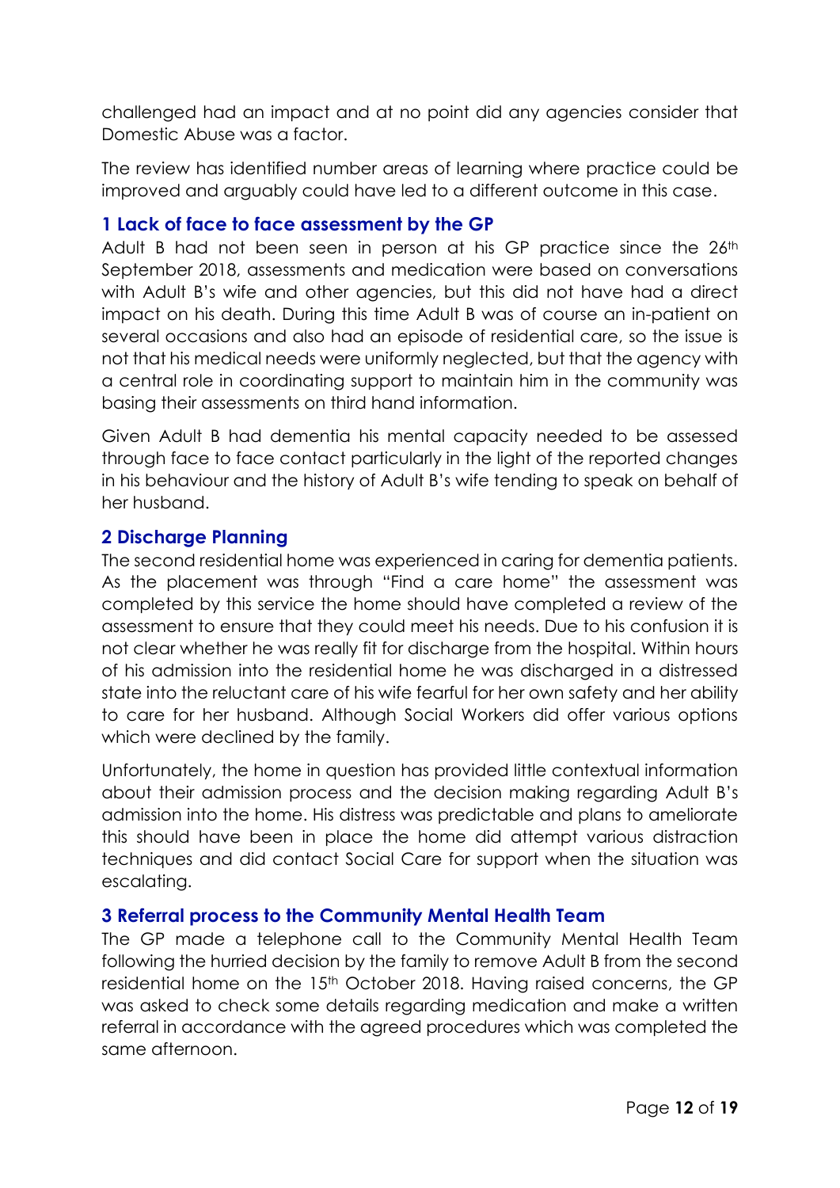challenged had an impact and at no point did any agencies consider that Domestic Abuse was a factor.

The review has identified number areas of learning where practice could be improved and arguably could have led to a different outcome in this case.

### 1 Lack of face to face assessment by the GP

Adult B had not been seen in person at his GP practice since the 26th September 2018, assessments and medication were based on conversations with Adult B's wife and other agencies, but this did not have had a direct impact on his death. During this time Adult B was of course an in-patient on several occasions and also had an episode of residential care, so the issue is not that his medical needs were uniformly neglected, but that the agency with a central role in coordinating support to maintain him in the community was basing their assessments on third hand information.

Given Adult B had dementia his mental capacity needed to be assessed through face to face contact particularly in the light of the reported changes in his behaviour and the history of Adult B's wife tending to speak on behalf of her husband.

### 2 Discharge Planning

The second residential home was experienced in caring for dementia patients. As the placement was through "Find a care home" the assessment was completed by this service the home should have completed a review of the assessment to ensure that they could meet his needs. Due to his confusion it is not clear whether he was really fit for discharge from the hospital. Within hours of his admission into the residential home he was discharged in a distressed state into the reluctant care of his wife fearful for her own safety and her ability to care for her husband. Although Social Workers did offer various options which were declined by the family.

Unfortunately, the home in question has provided little contextual information about their admission process and the decision making regarding Adult B's admission into the home. His distress was predictable and plans to ameliorate this should have been in place the home did attempt various distraction techniques and did contact Social Care for support when the situation was escalating.

### 3 Referral process to the Community Mental Health Team

The GP made a telephone call to the Community Mental Health Team following the hurried decision by the family to remove Adult B from the second residential home on the 15th October 2018. Having raised concerns, the GP was asked to check some details regarding medication and make a written referral in accordance with the agreed procedures which was completed the same afternoon.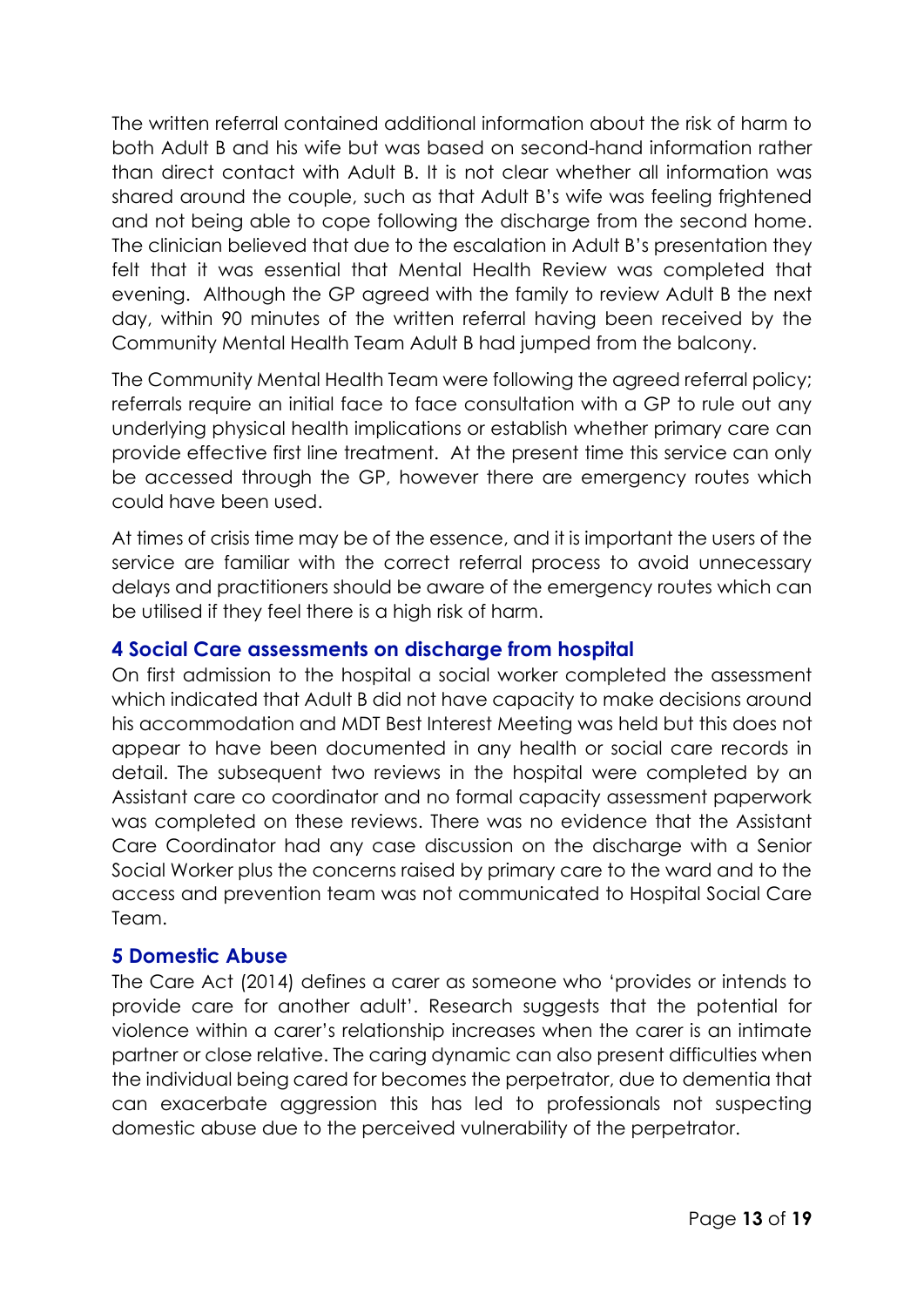The written referral contained additional information about the risk of harm to both Adult B and his wife but was based on second-hand information rather than direct contact with Adult B. It is not clear whether all information was shared around the couple, such as that Adult B's wife was feeling frightened and not being able to cope following the discharge from the second home. The clinician believed that due to the escalation in Adult B's presentation they felt that it was essential that Mental Health Review was completed that evening. Although the GP agreed with the family to review Adult B the next day, within 90 minutes of the written referral having been received by the Community Mental Health Team Adult B had jumped from the balcony.

The Community Mental Health Team were following the agreed referral policy; referrals require an initial face to face consultation with a GP to rule out any underlying physical health implications or establish whether primary care can provide effective first line treatment. At the present time this service can only be accessed through the GP, however there are emergency routes which could have been used.

At times of crisis time may be of the essence, and it is important the users of the service are familiar with the correct referral process to avoid unnecessary delays and practitioners should be aware of the emergency routes which can be utilised if they feel there is a high risk of harm.

## 4 Social Care assessments on discharge from hospital

On first admission to the hospital a social worker completed the assessment which indicated that Adult B did not have capacity to make decisions around his accommodation and MDT Best Interest Meeting was held but this does not appear to have been documented in any health or social care records in detail. The subsequent two reviews in the hospital were completed by an Assistant care co coordinator and no formal capacity assessment paperwork was completed on these reviews. There was no evidence that the Assistant Care Coordinator had any case discussion on the discharge with a Senior Social Worker plus the concerns raised by primary care to the ward and to the access and prevention team was not communicated to Hospital Social Care Team.

## 5 Domestic Abuse

The Care Act (2014) defines a carer as someone who 'provides or intends to provide care for another adult'. Research suggests that the potential for violence within a carer's relationship increases when the carer is an intimate partner or close relative. The caring dynamic can also present difficulties when the individual being cared for becomes the perpetrator, due to dementia that can exacerbate aggression this has led to professionals not suspecting domestic abuse due to the perceived vulnerability of the perpetrator.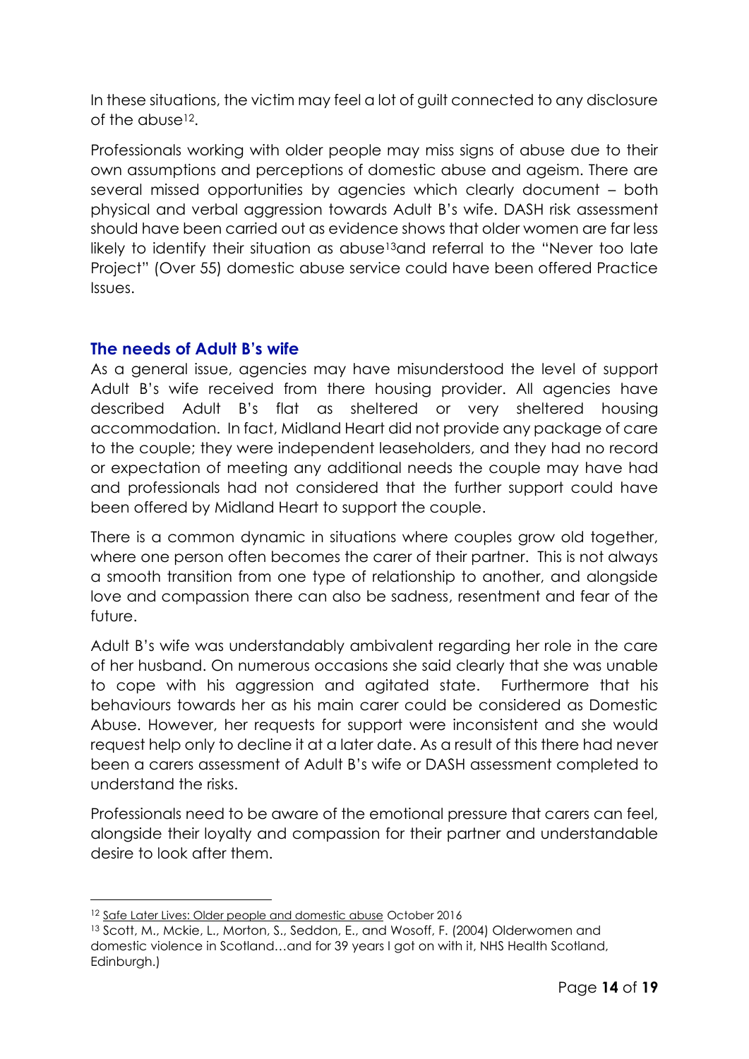In these situations, the victim may feel a lot of guilt connected to any disclosure of the abuse[12].

Professionals working with older people may miss signs of abuse due to their own assumptions and perceptions of domestic abuse and ageism. There are several missed opportunities by agencies which clearly document – both physical and verbal aggression towards Adult B's wife. DASH risk assessment should have been carried out as evidence shows that older women are far less likely to identify their situation as abuse[13]and referral to the "Never too late Project" (Over 55) domestic abuse service could have been offered Practice Issues.

## The needs of Adult B's wife

As a general issue, agencies may have misunderstood the level of support Adult B's wife received from there housing provider. All agencies have described Adult B's flat as sheltered or very sheltered housing accommodation. In fact, Midland Heart did not provide any package of care to the couple; they were independent leaseholders, and they had no record or expectation of meeting any additional needs the couple may have had and professionals had not considered that the further support could have been offered by Midland Heart to support the couple.

There is a common dynamic in situations where couples grow old together, where one person often becomes the carer of their partner. This is not always a smooth transition from one type of relationship to another, and alongside love and compassion there can also be sadness, resentment and fear of the future.

Adult B's wife was understandably ambivalent regarding her role in the care of her husband. On numerous occasions she said clearly that she was unable to cope with his aggression and agitated state. Furthermore that his behaviours towards her as his main carer could be considered as Domestic Abuse. However, her requests for support were inconsistent and she would request help only to decline it at a later date. As a result of this there had never been a carers assessment of Adult B's wife or DASH assessment completed to understand the risks.

Professionals need to be aware of the emotional pressure that carers can feel, alongside their loyalty and compassion for their partner and understandable desire to look after them.

---

[12] Safe Later Lives: Older people and domestic abuse October 2016

[13] Scott, M., Mckie, L., Morton, S., Seddon, E., and Wosoff, F. (2004) Olderwomen and domestic violence in Scotland…and for 39 years I got on with it, NHS Health Scotland, Edinburgh.)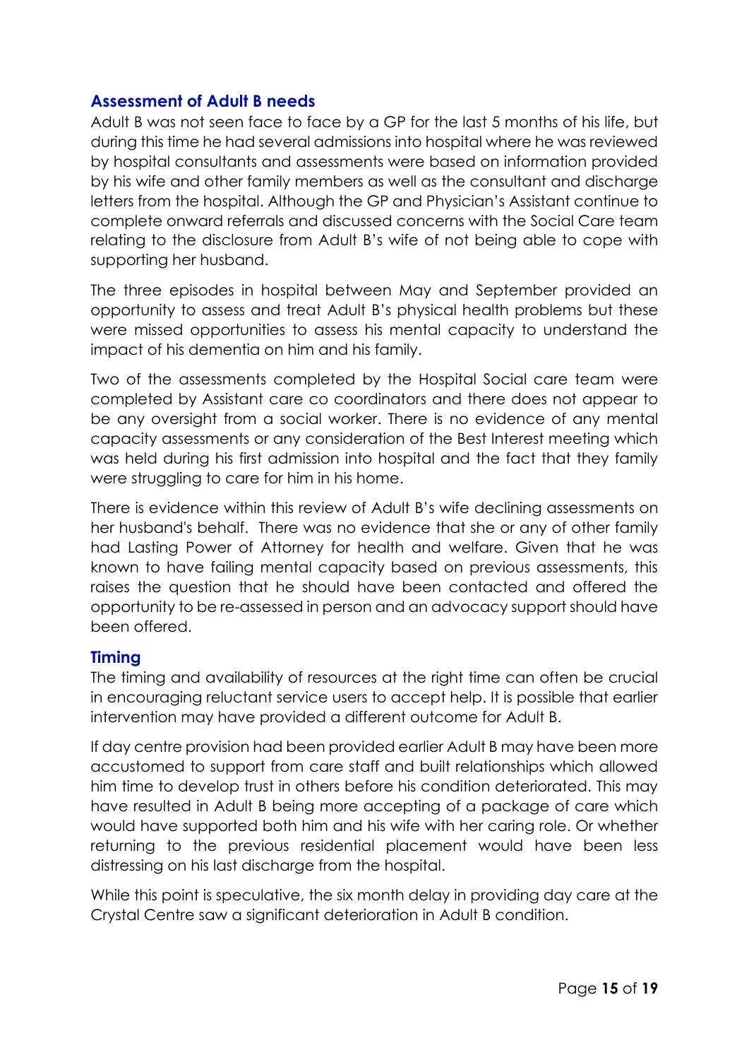## Assessment of Adult B needs

Adult B was not seen face to face by a GP for the last 5 months of his life, but during this time he had several admissions into hospital where he was reviewed by hospital consultants and assessments were based on information provided by his wife and other family members as well as the consultant and discharge letters from the hospital. Although the GP and Physician's Assistant continue to complete onward referrals and discussed concerns with the Social Care team relating to the disclosure from Adult B's wife of not being able to cope with supporting her husband.

The three episodes in hospital between May and September provided an opportunity to assess and treat Adult B's physical health problems but these were missed opportunities to assess his mental capacity to understand the impact of his dementia on him and his family.

Two of the assessments completed by the Hospital Social care team were completed by Assistant care co coordinators and there does not appear to be any oversight from a social worker. There is no evidence of any mental capacity assessments or any consideration of the Best Interest meeting which was held during his first admission into hospital and the fact that they family were struggling to care for him in his home.

There is evidence within this review of Adult B's wife declining assessments on her husband's behalf. There was no evidence that she or any of other family had Lasting Power of Attorney for health and welfare. Given that he was known to have failing mental capacity based on previous assessments, this raises the question that he should have been contacted and offered the opportunity to be re-assessed in person and an advocacy support should have been offered.

## Timing

The timing and availability of resources at the right time can often be crucial in encouraging reluctant service users to accept help. It is possible that earlier intervention may have provided a different outcome for Adult B.

If day centre provision had been provided earlier Adult B may have been more accustomed to support from care staff and built relationships which allowed him time to develop trust in others before his condition deteriorated. This may have resulted in Adult B being more accepting of a package of care which would have supported both him and his wife with her caring role. Or whether returning to the previous residential placement would have been less distressing on his last discharge from the hospital.

While this point is speculative, the six month delay in providing day care at the Crystal Centre saw a significant deterioration in Adult B condition.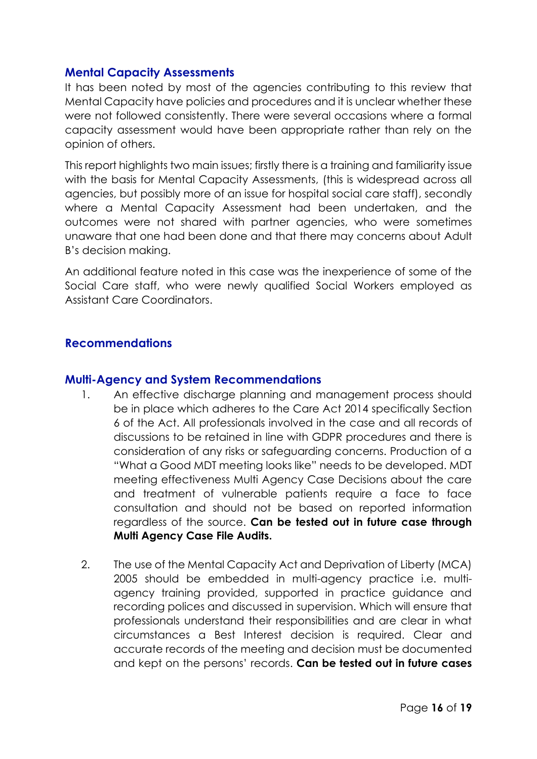## Mental Capacity Assessments

It has been noted by most of the agencies contributing to this review that Mental Capacity have policies and procedures and it is unclear whether these were not followed consistently. There were several occasions where a formal capacity assessment would have been appropriate rather than rely on the opinion of others.

This report highlights two main issues; firstly there is a training and familiarity issue with the basis for Mental Capacity Assessments, (this is widespread across all agencies, but possibly more of an issue for hospital social care staff), secondly where a Mental Capacity Assessment had been undertaken, and the outcomes were not shared with partner agencies, who were sometimes unaware that one had been done and that there may concerns about Adult B's decision making.

An additional feature noted in this case was the inexperience of some of the Social Care staff, who were newly qualified Social Workers employed as Assistant Care Coordinators.

## Recommendations

### Multi-Agency and System Recommendations

1. An effective discharge planning and management process should be in place which adheres to the Care Act 2014 specifically Section 6 of the Act. All professionals involved in the case and all records of discussions to be retained in line with GDPR procedures and there is consideration of any risks or safeguarding concerns. Production of a "What a Good MDT meeting looks like" needs to be developed. MDT meeting effectiveness Multi Agency Case Decisions about the care and treatment of vulnerable patients require a face to face consultation and should not be based on reported information regardless of the source. **Can be tested out in future case through Multi Agency Case File Audits.**

2. The use of the Mental Capacity Act and Deprivation of Liberty (MCA) 2005 should be embedded in multi-agency practice i.e. multi-agency training provided, supported in practice guidance and recording polices and discussed in supervision. Which will ensure that professionals understand their responsibilities and are clear in what circumstances a Best Interest decision is required. Clear and accurate records of the meeting and decision must be documented and kept on the persons' records. **Can be tested out in future cases**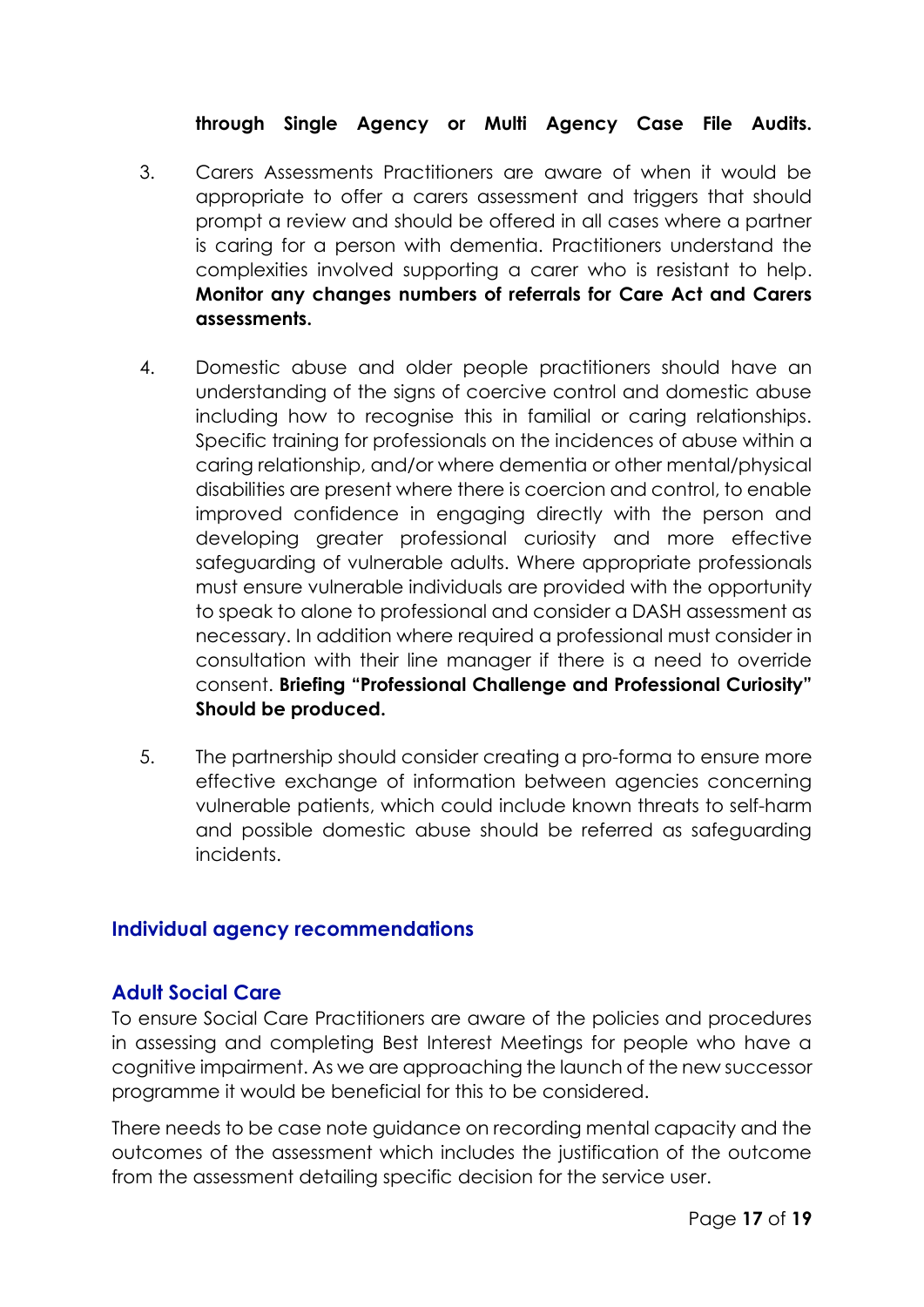**through Single Agency or Multi Agency Case File Audits.**

3. Carers Assessments Practitioners are aware of when it would be appropriate to offer a carers assessment and triggers that should prompt a review and should be offered in all cases where a partner is caring for a person with dementia. Practitioners understand the complexities involved supporting a carer who is resistant to help. **Monitor any changes numbers of referrals for Care Act and Carers assessments.**

4. Domestic abuse and older people practitioners should have an understanding of the signs of coercive control and domestic abuse including how to recognise this in familial or caring relationships. Specific training for professionals on the incidences of abuse within a caring relationship, and/or where dementia or other mental/physical disabilities are present where there is coercion and control, to enable improved confidence in engaging directly with the person and developing greater professional curiosity and more effective safeguarding of vulnerable adults. Where appropriate professionals must ensure vulnerable individuals are provided with the opportunity to speak to alone to professional and consider a DASH assessment as necessary. In addition where required a professional must consider in consultation with their line manager if there is a need to override consent. **Briefing "Professional Challenge and Professional Curiosity" Should be produced.**

5. The partnership should consider creating a pro-forma to ensure more effective exchange of information between agencies concerning vulnerable patients, which could include known threats to self-harm and possible domestic abuse should be referred as safeguarding incidents.

## Individual agency recommendations

### Adult Social Care

To ensure Social Care Practitioners are aware of the policies and procedures in assessing and completing Best Interest Meetings for people who have a cognitive impairment. As we are approaching the launch of the new successor programme it would be beneficial for this to be considered.

There needs to be case note guidance on recording mental capacity and the outcomes of the assessment which includes the justification of the outcome from the assessment detailing specific decision for the service user.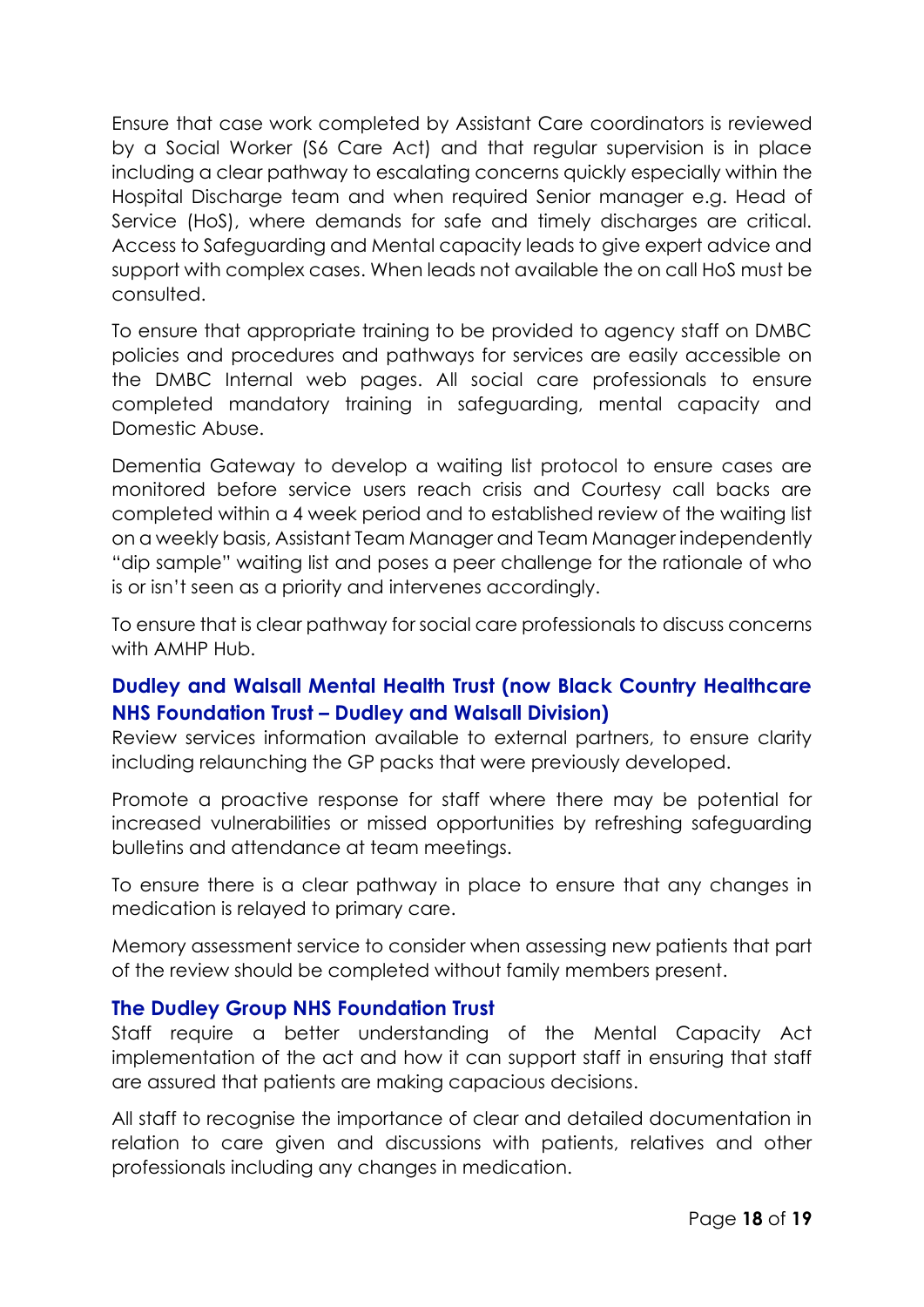Ensure that case work completed by Assistant Care coordinators is reviewed by a Social Worker (S6 Care Act) and that regular supervision is in place including a clear pathway to escalating concerns quickly especially within the Hospital Discharge team and when required Senior manager e.g. Head of Service (HoS), where demands for safe and timely discharges are critical. Access to Safeguarding and Mental capacity leads to give expert advice and support with complex cases. When leads not available the on call HoS must be consulted.

To ensure that appropriate training to be provided to agency staff on DMBC policies and procedures and pathways for services are easily accessible on the DMBC Internal web pages. All social care professionals to ensure completed mandatory training in safeguarding, mental capacity and Domestic Abuse.

Dementia Gateway to develop a waiting list protocol to ensure cases are monitored before service users reach crisis and Courtesy call backs are completed within a 4 week period and to established review of the waiting list on a weekly basis, Assistant Team Manager and Team Manager independently "dip sample" waiting list and poses a peer challenge for the rationale of who is or isn't seen as a priority and intervenes accordingly.

To ensure that is clear pathway for social care professionals to discuss concerns with AMHP Hub.

### Dudley and Walsall Mental Health Trust (now Black Country Healthcare NHS Foundation Trust – Dudley and Walsall Division)

Review services information available to external partners, to ensure clarity including relaunching the GP packs that were previously developed.

Promote a proactive response for staff where there may be potential for increased vulnerabilities or missed opportunities by refreshing safeguarding bulletins and attendance at team meetings.

To ensure there is a clear pathway in place to ensure that any changes in medication is relayed to primary care.

Memory assessment service to consider when assessing new patients that part of the review should be completed without family members present.

### The Dudley Group NHS Foundation Trust

Staff require a better understanding of the Mental Capacity Act implementation of the act and how it can support staff in ensuring that staff are assured that patients are making capacious decisions.

All staff to recognise the importance of clear and detailed documentation in relation to care given and discussions with patients, relatives and other professionals including any changes in medication.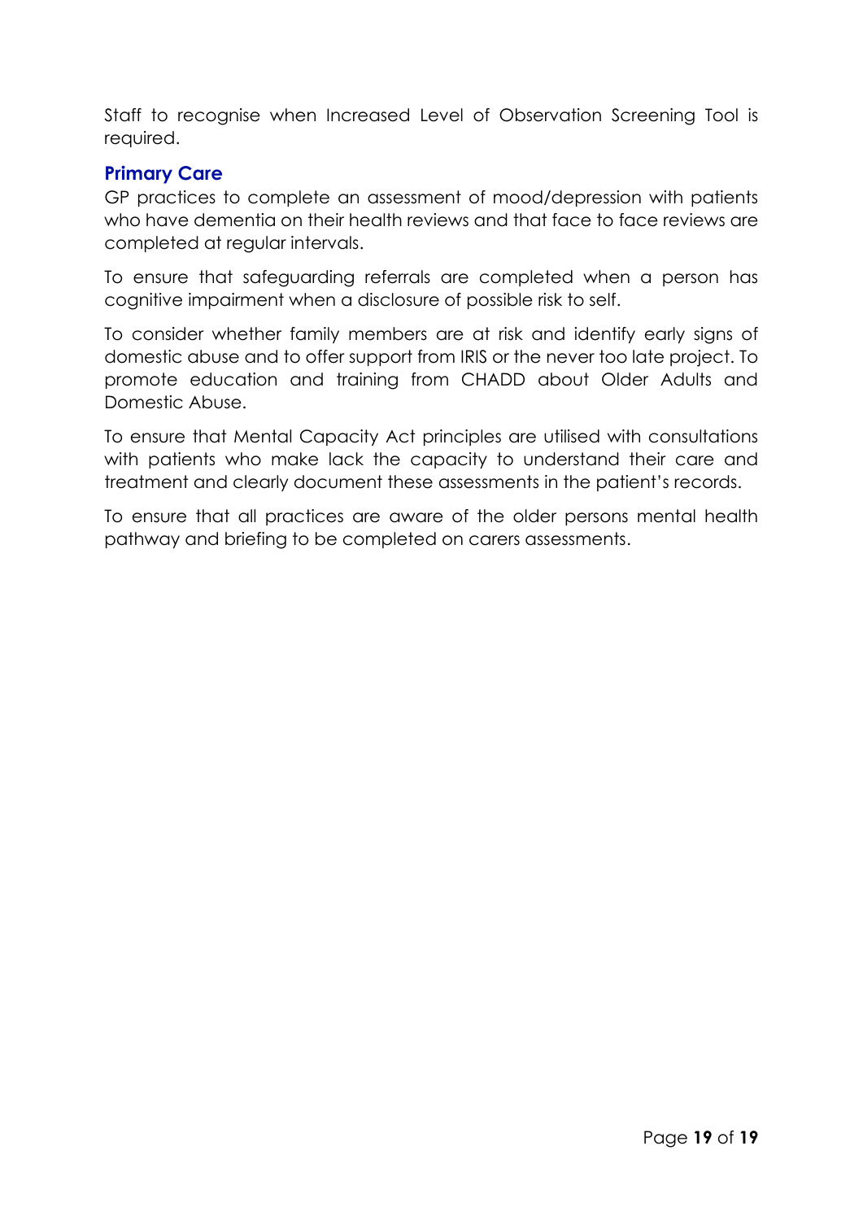Staff to recognise when Increased Level of Observation Screening Tool is required.

## Primary Care

GP practices to complete an assessment of mood/depression with patients who have dementia on their health reviews and that face to face reviews are completed at regular intervals.

To ensure that safeguarding referrals are completed when a person has cognitive impairment when a disclosure of possible risk to self.

To consider whether family members are at risk and identify early signs of domestic abuse and to offer support from IRIS or the never too late project. To promote education and training from CHADD about Older Adults and Domestic Abuse.

To ensure that Mental Capacity Act principles are utilised with consultations with patients who make lack the capacity to understand their care and treatment and clearly document these assessments in the patient's records.

To ensure that all practices are aware of the older persons mental health pathway and briefing to be completed on carers assessments.